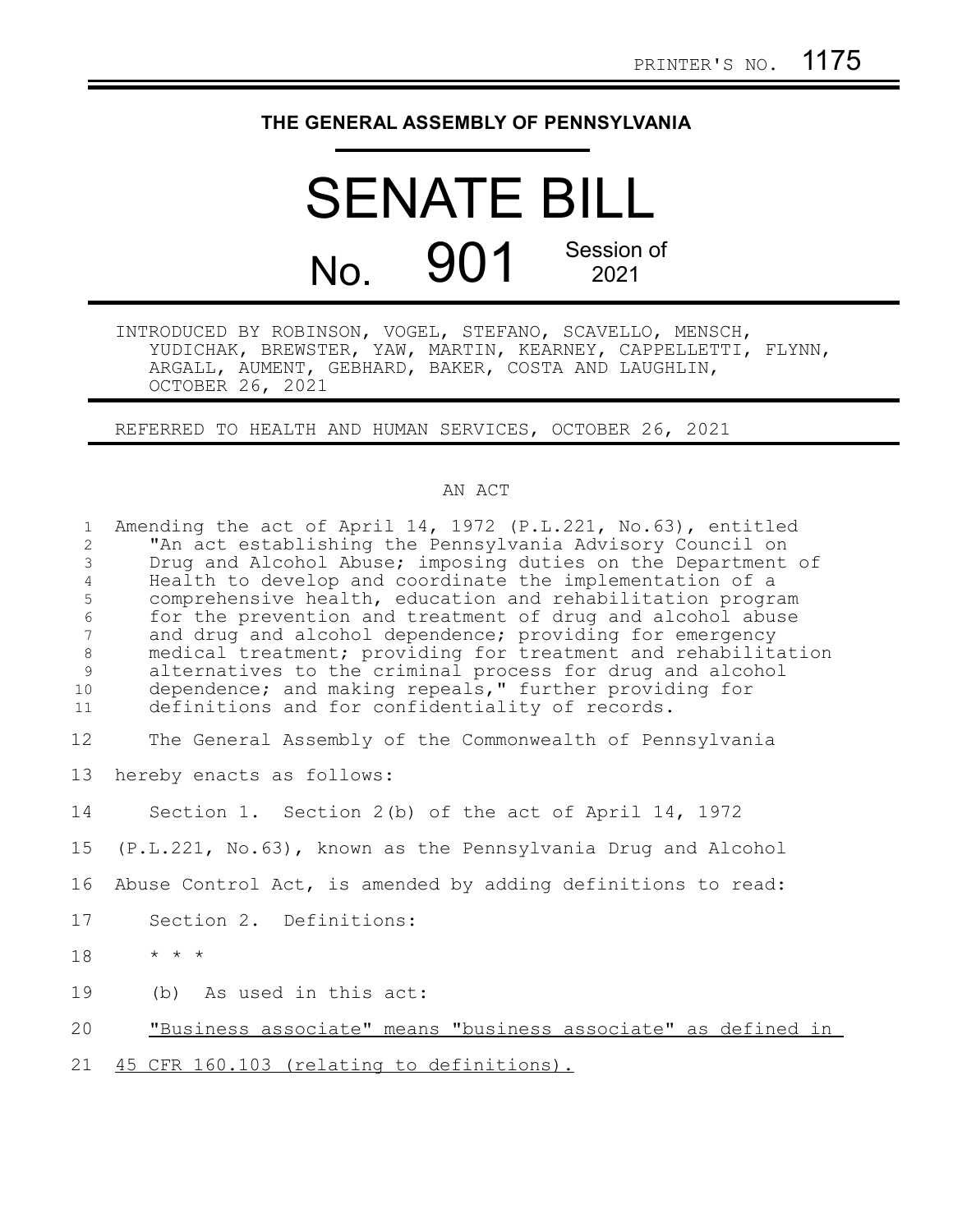PRINTER'S NO. 1175

# THE GENERAL ASSEMBLY OF PENNSYLVANIA

# SENATE BILL

## No. 901 Session of 2021

INTRODUCED BY ROBINSON, VOGEL, STEFANO, SCAVELLO, MENSCH, YUDICHAK, BREWSTER, YAW, MARTIN, KEARNEY, CAPPELLETTI, FLYNN, ARGALL, AUMENT, GEBHARD, BAKER, COSTA AND LAUGHLIN, OCTOBER 26, 2021

REFERRED TO HEALTH AND HUMAN SERVICES, OCTOBER 26, 2021

AN ACT

Amending the act of April 14, 1972 (P.L.221, No.63), entitled "An act establishing the Pennsylvania Advisory Council on Drug and Alcohol Abuse; imposing duties on the Department of Health to develop and coordinate the implementation of a comprehensive health, education and rehabilitation program for the prevention and treatment of drug and alcohol abuse and drug and alcohol dependence; providing for emergency medical treatment; providing for treatment and rehabilitation alternatives to the criminal process for drug and alcohol dependence; and making repeals," further providing for definitions and for confidentiality of records.

The General Assembly of the Commonwealth of Pennsylvania hereby enacts as follows:

Section 1. Section 2(b) of the act of April 14, 1972 (P.L.221, No.63), known as the Pennsylvania Drug and Alcohol Abuse Control Act, is amended by adding definitions to read:

Section 2. Definitions:

* * *

(b) As used in this act:

<u>"Business associate" means "business associate" as defined in 45 CFR 160.103 (relating to definitions).</u>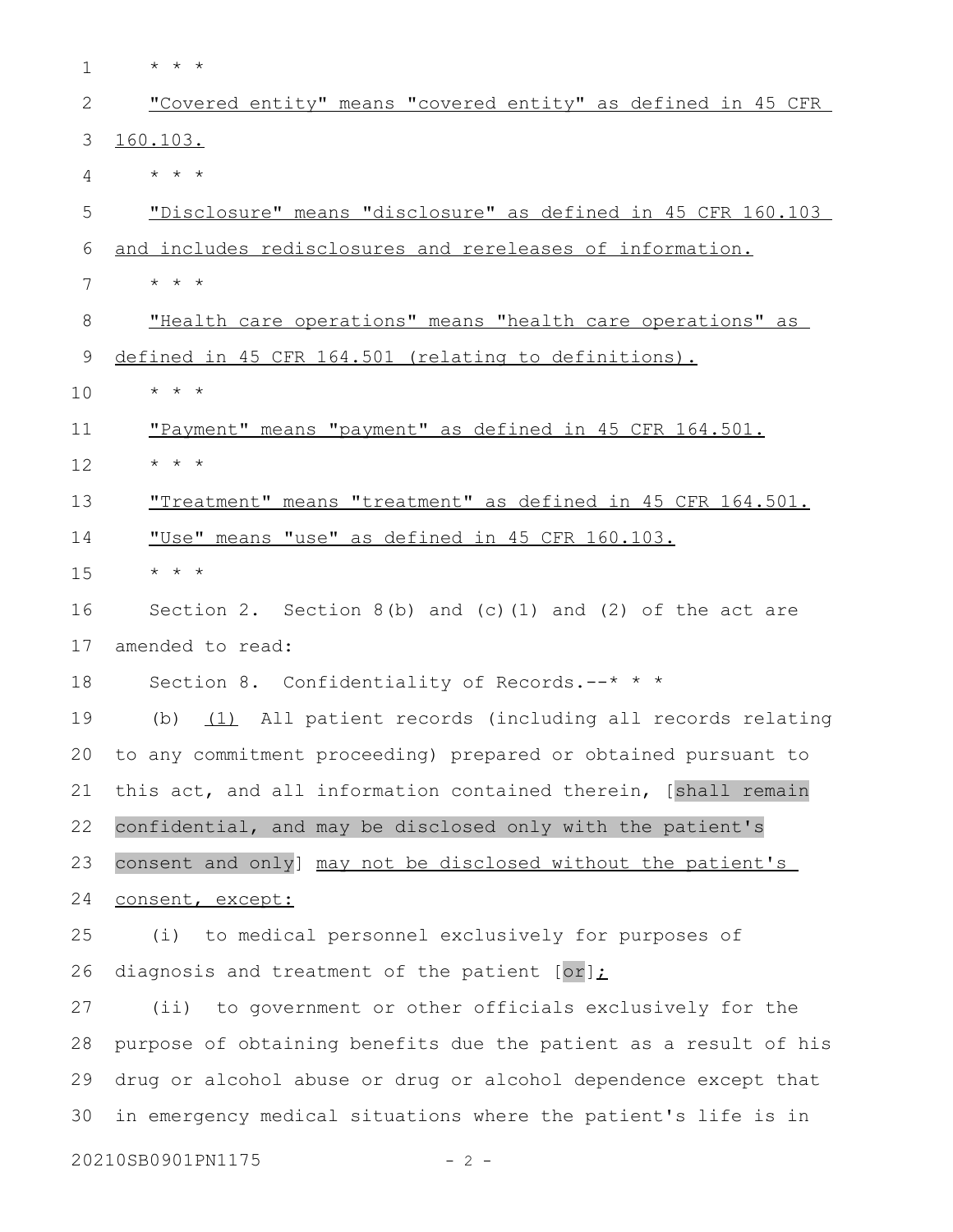\* \* \*

"Covered entity" means "covered entity" as defined in 45 CFR 160.103.

\* \* \*

"Disclosure" means "disclosure" as defined in 45 CFR 160.103 and includes redisclosures and rereleases of information.

\* \* \*

"Health care operations" means "health care operations" as defined in 45 CFR 164.501 (relating to definitions).

\* \* \*

"Payment" means "payment" as defined in 45 CFR 164.501.

\* \* \*

"Treatment" means "treatment" as defined in 45 CFR 164.501.

"Use" means "use" as defined in 45 CFR 160.103.

\* \* \*

Section 2. Section 8(b) and (c)(1) and (2) of the act are amended to read:

Section 8. Confidentiality of Records.--\* \* \*

(b) (1) All patient records (including all records relating to any commitment proceeding) prepared or obtained pursuant to this act, and all information contained therein, [shall remain confidential, and may be disclosed only with the patient's consent and only] may not be disclosed without the patient's consent, except:

(i) to medical personnel exclusively for purposes of diagnosis and treatment of the patient [or];

(ii) to government or other officials exclusively for the purpose of obtaining benefits due the patient as a result of his drug or alcohol abuse or drug or alcohol dependence except that in emergency medical situations where the patient's life is in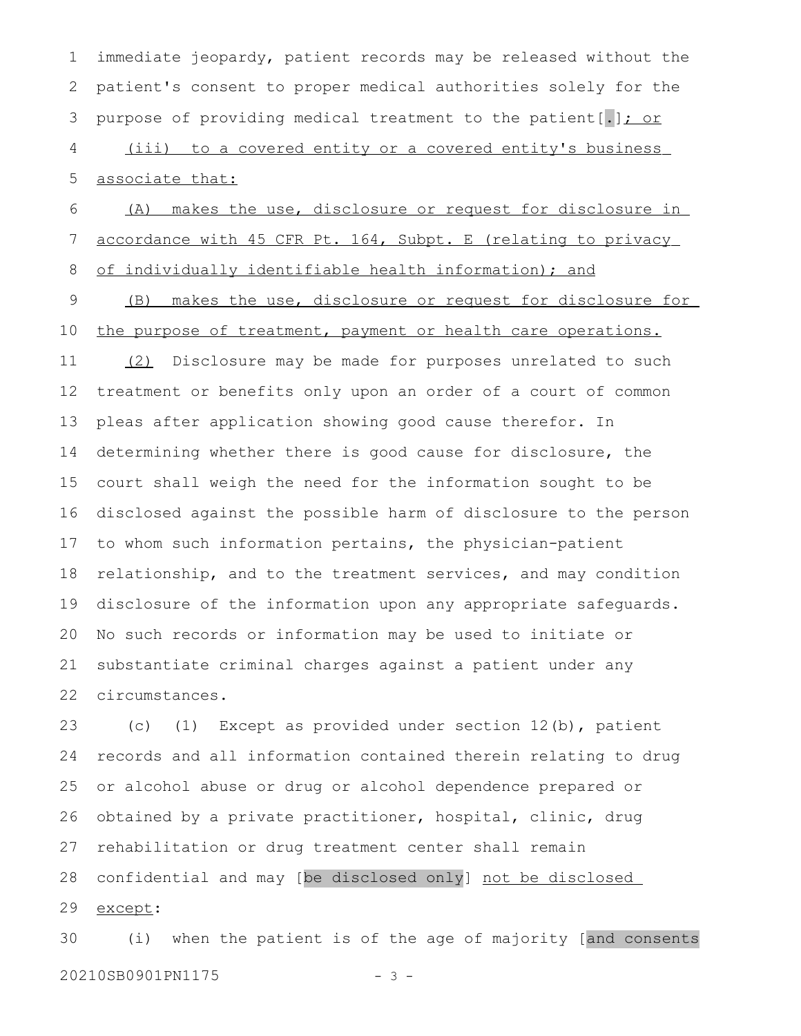immediate jeopardy, patient records may be released without the patient's consent to proper medical authorities solely for the purpose of providing medical treatment to the patient[.]<u>; or</u>

<u>(iii) to a covered entity or a covered entity's business associate that:</u>

<u>(A) makes the use, disclosure or request for disclosure in accordance with 45 CFR Pt. 164, Subpt. E (relating to privacy of individually identifiable health information); and</u>

<u>(B) makes the use, disclosure or request for disclosure for the purpose of treatment, payment or health care operations.</u>

<u>(2)</u> Disclosure may be made for purposes unrelated to such treatment or benefits only upon an order of a court of common pleas after application showing good cause therefor. In determining whether there is good cause for disclosure, the court shall weigh the need for the information sought to be disclosed against the possible harm of disclosure to the person to whom such information pertains, the physician-patient relationship, and to the treatment services, and may condition disclosure of the information upon any appropriate safeguards. No such records or information may be used to initiate or substantiate criminal charges against a patient under any circumstances.

(c) (1) Except as provided under section 12(b), patient records and all information contained therein relating to drug or alcohol abuse or drug or alcohol dependence prepared or obtained by a private practitioner, hospital, clinic, drug rehabilitation or drug treatment center shall remain confidential and may [be disclosed only] <u>not be disclosed except</u>:

(i) when the patient is of the age of majority [and consents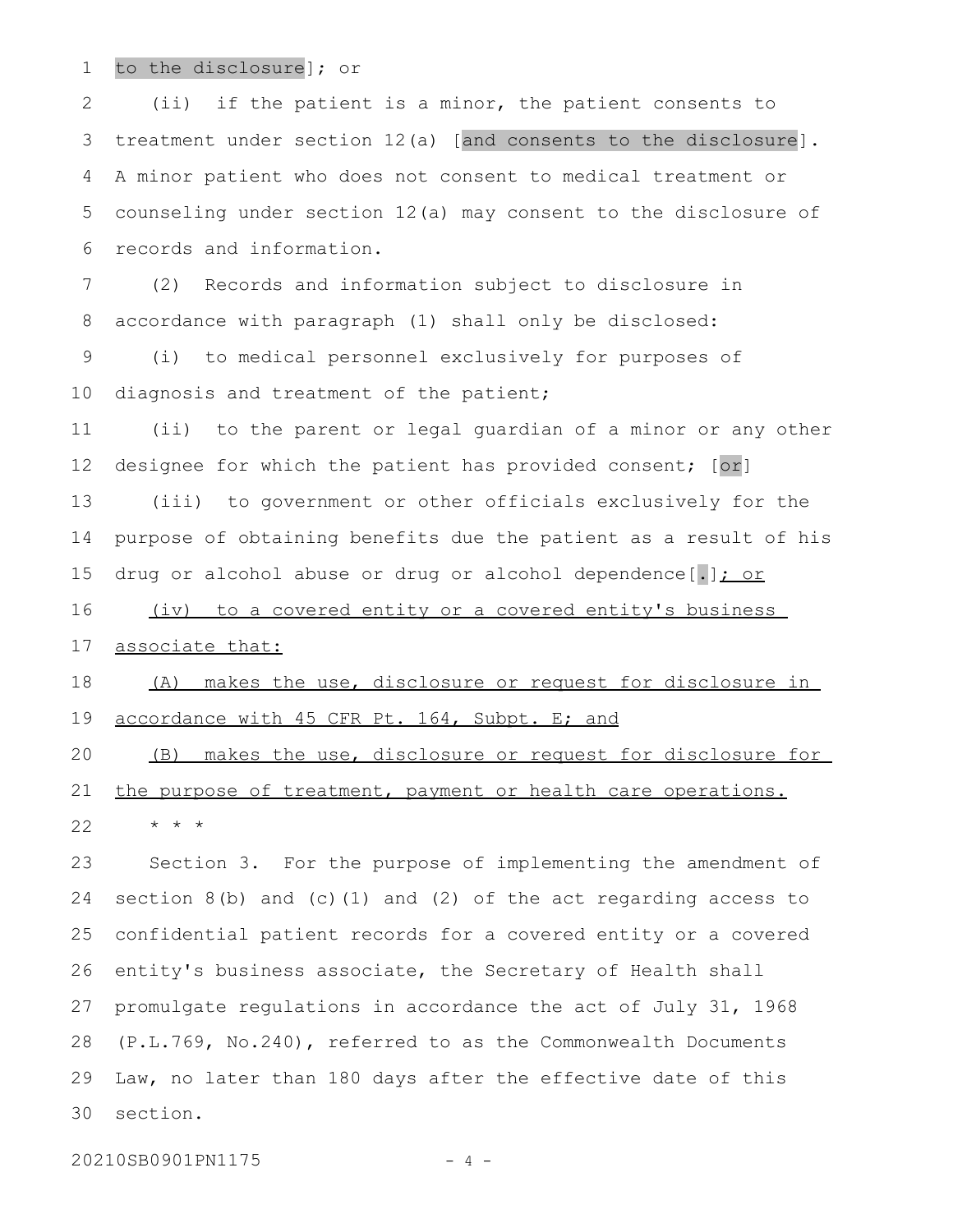to the disclosure]; or

(ii) if the patient is a minor, the patient consents to treatment under section 12(a) [and consents to the disclosure]. A minor patient who does not consent to medical treatment or counseling under section 12(a) may consent to the disclosure of records and information.

(2) Records and information subject to disclosure in accordance with paragraph (1) shall only be disclosed:

(i) to medical personnel exclusively for purposes of diagnosis and treatment of the patient;

(ii) to the parent or legal guardian of a minor or any other designee for which the patient has provided consent; [or]

(iii) to government or other officials exclusively for the purpose of obtaining benefits due the patient as a result of his drug or alcohol abuse or drug or alcohol dependence[.]; or

(iv) to a covered entity or a covered entity's business associate that:

(A) makes the use, disclosure or request for disclosure in accordance with 45 CFR Pt. 164, Subpt. E; and

(B) makes the use, disclosure or request for disclosure for the purpose of treatment, payment or health care operations.

* * *

Section 3. For the purpose of implementing the amendment of section 8(b) and (c)(1) and (2) of the act regarding access to confidential patient records for a covered entity or a covered entity's business associate, the Secretary of Health shall promulgate regulations in accordance the act of July 31, 1968 (P.L.769, No.240), referred to as the Commonwealth Documents Law, no later than 180 days after the effective date of this section.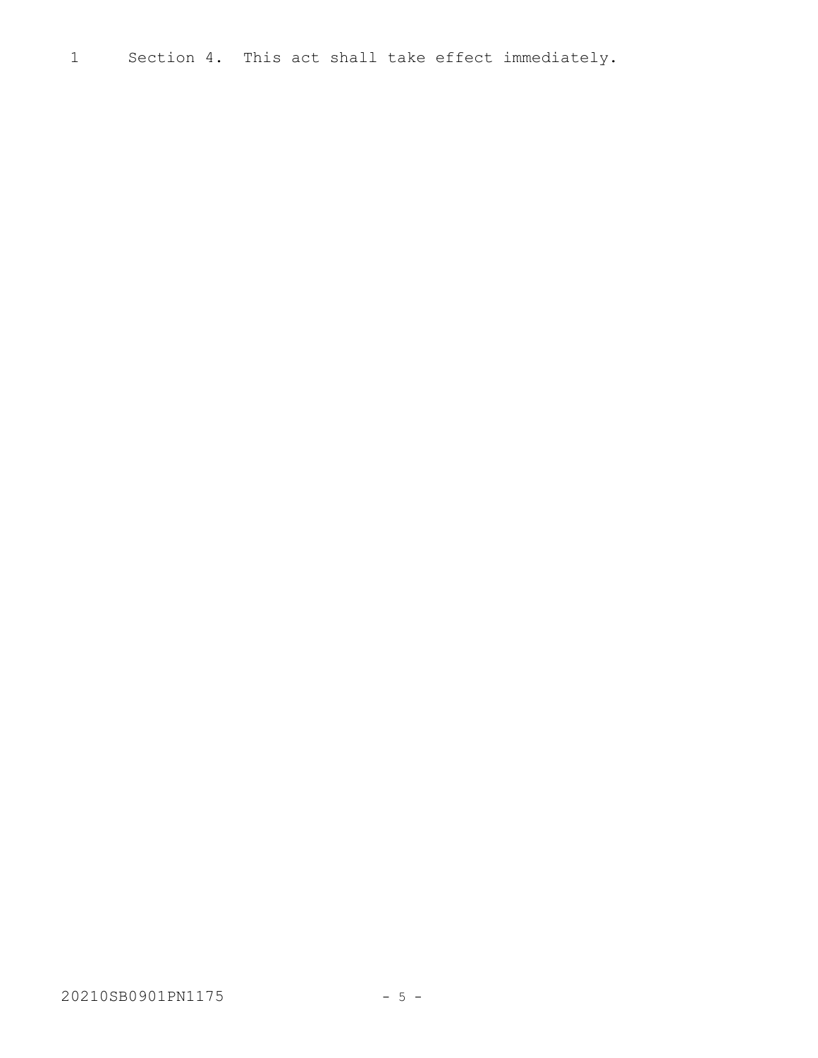Section 4. This act shall take effect immediately.